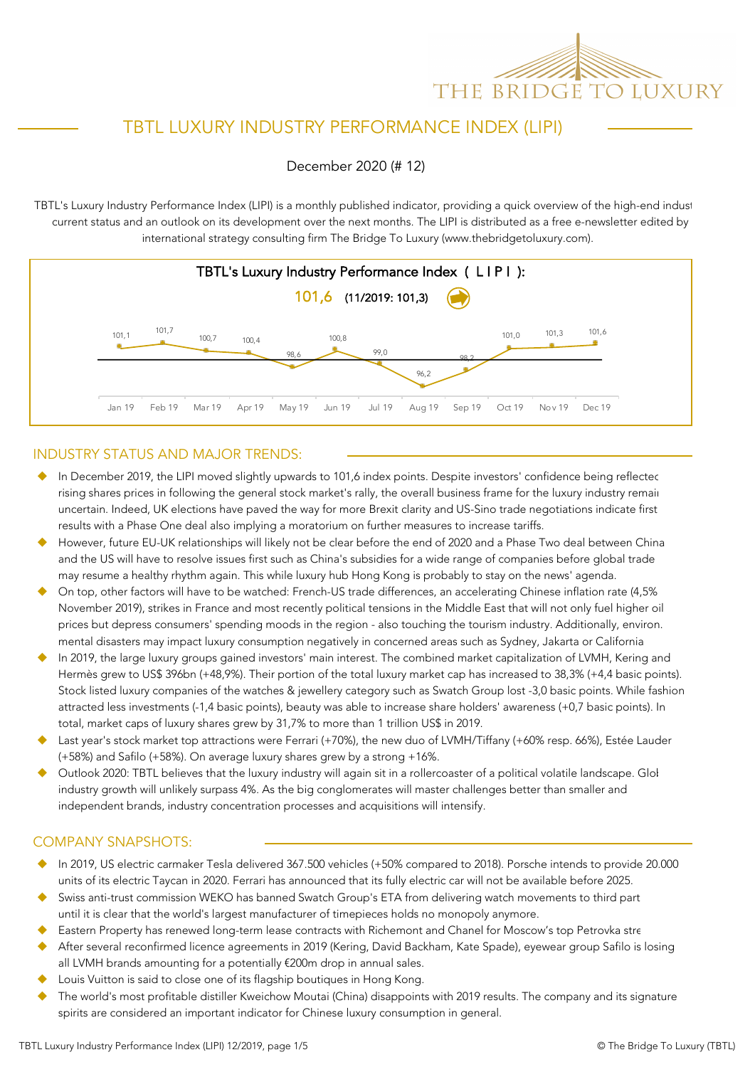# TBTL LUXURY INDUSTRY PERFORMANCE INDEX (LIPI)

December 2020 (# 12)

TBTL's Luxury Industry Performance Index (LIPI) is a monthly published indicator, providing a quick overview of the high-end indust current status and an outlook on its development over the next months. The LIPI is distributed as a free e-newsletter edited by international strategy consulting firm The Bridge To Luxury (www.thebridgetoluxury.com).

**TBTL's Luxury Industry Performance Index ( L I P I ):**

**101,6** (11/2019: 101,3)

| Jan 19 | Feb 19 | Mar 19 | Apr 19 | May 19 | Jun 19 | Jul 19 | Aug 19 | Sep 19 | Oct 19 | Nov 19 | Dec 19 |
|---|---|---|---|---|---|---|---|---|---|---|---|
| 101,1 | 101,7 | 100,7 | 100,4 | 98,6 | 100,8 | 99,0 | 96,2 | 98,2 | 101,0 | 101,3 | 101,6 |

## INDUSTRY STATUS AND MAJOR TRENDS:

- In December 2019, the LIPI moved slightly upwards to 101,6 index points. Despite investors' confidence being reflectec rising shares prices in following the general stock market's rally, the overall business frame for the luxury industry remai uncertain. Indeed, UK elections have paved the way for more Brexit clarity and US-Sino trade negotiations indicate first results with a Phase One deal also implying a moratorium on further measures to increase tariffs.
- However, future EU-UK relationships will likely not be clear before the end of 2020 and a Phase Two deal between China and the US will have to resolve issues first such as China's subsidies for a wide range of companies before global trade may resume a healthy rhythm again. This while luxury hub Hong Kong is probably to stay on the news' agenda.
- On top, other factors will have to be watched: French-US trade differences, an accelerating Chinese inflation rate (4,5% November 2019), strikes in France and most recently political tensions in the Middle East that will not only fuel higher oil prices but depress consumers' spending moods in the region - also touching the tourism industry. Additionally, environ. mental disasters may impact luxury consumption negatively in concerned areas such as Sydney, Jakarta or California
- In 2019, the large luxury groups gained investors' main interest. The combined market capitalization of LVMH, Kering and Hermès grew to US$ 396bn (+48,9%). Their portion of the total luxury market cap has increased to 38,3% (+4,4 basic points). Stock listed luxury companies of the watches & jewellery category such as Swatch Group lost -3,0 basic points. While fashion attracted less investments (-1,4 basic points), beauty was able to increase share holders' awareness (+0,7 basic points). In total, market caps of luxury shares grew by 31,7% to more than 1 trillion US$ in 2019.
- Last year's stock market top attractions were Ferrari (+70%), the new duo of LVMH/Tiffany (+60% resp. 66%), Estée Lauder (+58%) and Safilo (+58%). On average luxury shares grew by a strong +16%.
- Outlook 2020: TBTL believes that the luxury industry will again sit in a rollercoaster of a political volatile landscape. Glol industry growth will unlikely surpass 4%. As the big conglomerates will master challenges better than smaller and independent brands, industry concentration processes and acquisitions will intensify.

## COMPANY SNAPSHOTS:

- In 2019, US electric carmaker Tesla delivered 367.500 vehicles (+50% compared to 2018). Porsche intends to provide 20.000 units of its electric Taycan in 2020. Ferrari has announced that its fully electric car will not be available before 2025.
- Swiss anti-trust commission WEKO has banned Swatch Group's ETA from delivering watch movements to third part until it is clear that the world's largest manufacturer of timepieces holds no monopoly anymore.
- Eastern Property has renewed long-term lease contracts with Richemont and Chanel for Moscow's top Petrovka stre
- After several reconfirmed licence agreements in 2019 (Kering, David Backham, Kate Spade), eyewear group Safilo is losing all LVMH brands amounting for a potentially €200m drop in annual sales.
- Louis Vuitton is said to close one of its flagship boutiques in Hong Kong.
- The world's most profitable distiller Kweichow Moutai (China) disappoints with 2019 results. The company and its signature spirits are considered an important indicator for Chinese luxury consumption in general.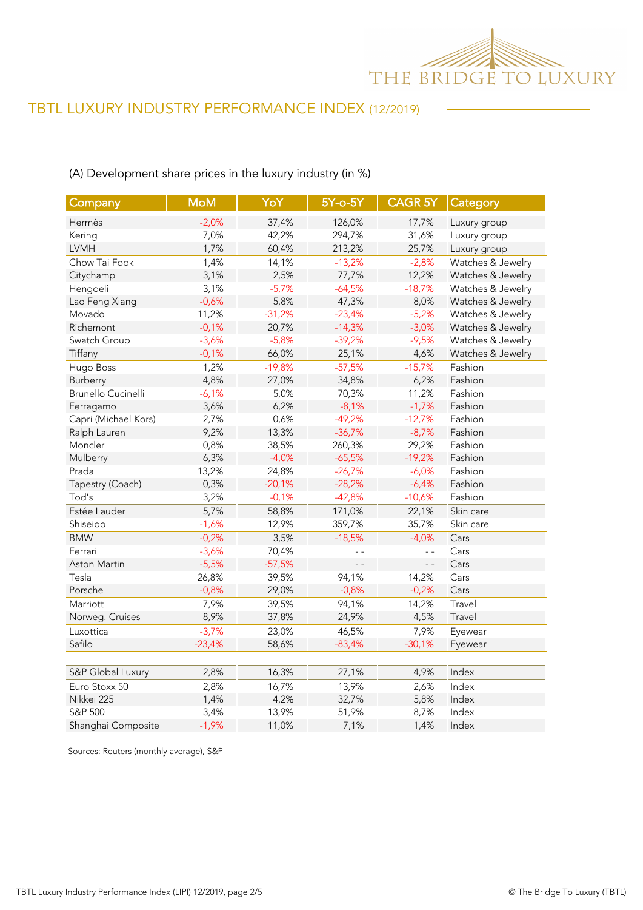# TBTL LUXURY INDUSTRY PERFORMANCE INDEX (12/2019)

(A) Development share prices in the luxury industry (in %)

| Company | MoM | YoY | 5Y-o-5Y | CAGR 5Y | Category |
|---|---|---|---|---|---|
| Hermès | -2,0% | 37,4% | 126,0% | 17,7% | Luxury group |
| Kering | 7,0% | 42,2% | 294,7% | 31,6% | Luxury group |
| LVMH | 1,7% | 60,4% | 213,2% | 25,7% | Luxury group |
| Chow Tai Fook | 1,4% | 14,1% | -13,2% | -2,8% | Watches & Jewelry |
| Citychamp | 3,1% | 2,5% | 77,7% | 12,2% | Watches & Jewelry |
| Hengdeli | 3,1% | -5,7% | -64,5% | -18,7% | Watches & Jewelry |
| Lao Feng Xiang | -0,6% | 5,8% | 47,3% | 8,0% | Watches & Jewelry |
| Movado | 11,2% | -31,2% | -23,4% | -5,2% | Watches & Jewelry |
| Richemont | -0,1% | 20,7% | -14,3% | -3,0% | Watches & Jewelry |
| Swatch Group | -3,6% | -5,8% | -39,2% | -9,5% | Watches & Jewelry |
| Tiffany | -0,1% | 66,0% | 25,1% | 4,6% | Watches & Jewelry |
| Hugo Boss | 1,2% | -19,8% | -57,5% | -15,7% | Fashion |
| Burberry | 4,8% | 27,0% | 34,8% | 6,2% | Fashion |
| Brunello Cucinelli | -6,1% | 5,0% | 70,3% | 11,2% | Fashion |
| Ferragamo | 3,6% | 6,2% | -8,1% | -1,7% | Fashion |
| Capri (Michael Kors) | 2,7% | 0,6% | -49,2% | -12,7% | Fashion |
| Ralph Lauren | 9,2% | 13,3% | -36,7% | -8,7% | Fashion |
| Moncler | 0,8% | 38,5% | 260,3% | 29,2% | Fashion |
| Mulberry | 6,3% | -4,0% | -65,5% | -19,2% | Fashion |
| Prada | 13,2% | 24,8% | -26,7% | -6,0% | Fashion |
| Tapestry (Coach) | 0,3% | -20,1% | -28,2% | -6,4% | Fashion |
| Tod's | 3,2% | -0,1% | -42,8% | -10,6% | Fashion |
| Estée Lauder | 5,7% | 58,8% | 171,0% | 22,1% | Skin care |
| Shiseido | -1,6% | 12,9% | 359,7% | 35,7% | Skin care |
| BMW | -0,2% | 3,5% | -18,5% | -4,0% | Cars |
| Ferrari | -3,6% | 70,4% | - - | - - | Cars |
| Aston Martin | -5,5% | -57,5% | - - | - - | Cars |
| Tesla | 26,8% | 39,5% | 94,1% | 14,2% | Cars |
| Porsche | -0,8% | 29,0% | -0,8% | -0,2% | Cars |
| Marriott | 7,9% | 39,5% | 94,1% | 14,2% | Travel |
| Norweg. Cruises | 8,9% | 37,8% | 24,9% | 4,5% | Travel |
| Luxottica | -3,7% | 23,0% | 46,5% | 7,9% | Eyewear |
| Safilo | -23,4% | 58,6% | -83,4% | -30,1% | Eyewear |
| | | | | | |
| S&P Global Luxury | 2,8% | 16,3% | 27,1% | 4,9% | Index |
| Euro Stoxx 50 | 2,8% | 16,7% | 13,9% | 2,6% | Index |
| Nikkei 225 | 1,4% | 4,2% | 32,7% | 5,8% | Index |
| S&P 500 | 3,4% | 13,9% | 51,9% | 8,7% | Index |
| Shanghai Composite | -1,9% | 11,0% | 7,1% | 1,4% | Index |

Sources: Reuters (monthly average), S&P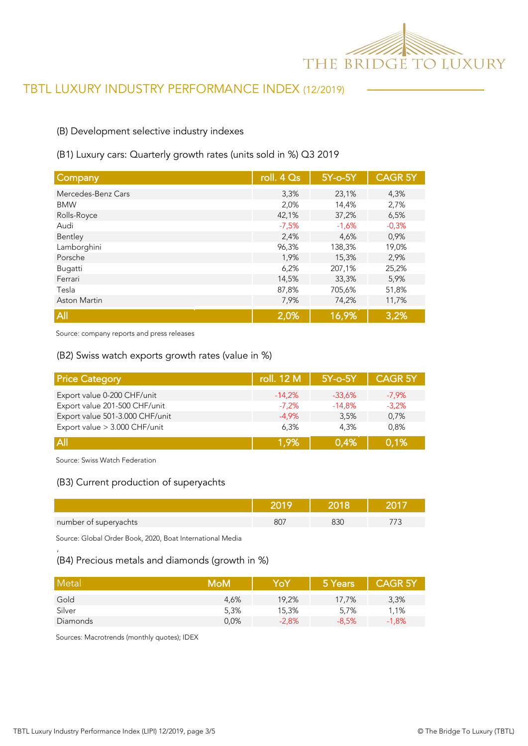## TBTL LUXURY INDUSTRY PERFORMANCE INDEX (12/2019)

### (B) Development selective industry indexes

#### (B1) Luxury cars: Quarterly growth rates (units sold in %) Q3 2019

| Company | roll. 4 Qs | 5Y-o-5Y | CAGR 5Y |
|---|---|---|---|
| Mercedes-Benz Cars | 3,3% | 23,1% | 4,3% |
| BMW | 2,0% | 14,4% | 2,7% |
| Rolls-Royce | 42,1% | 37,2% | 6,5% |
| Audi | -7,5% | -1,6% | -0,3% |
| Bentley | 2,4% | 4,6% | 0,9% |
| Lamborghini | 96,3% | 138,3% | 19,0% |
| Porsche | 1,9% | 15,3% | 2,9% |
| Bugatti | 6,2% | 207,1% | 25,2% |
| Ferrari | 14,5% | 33,3% | 5,9% |
| Tesla | 87,8% | 705,6% | 51,8% |
| Aston Martin | 7,9% | 74,2% | 11,7% |
| **All** | **2,0%** | **16,9%** | **3,2%** |

Source: company reports and press releases

#### (B2) Swiss watch exports growth rates (value in %)

| Price Category | roll. 12 M | 5Y-o-5Y | CAGR 5Y |
|---|---|---|---|
| Export value 0-200 CHF/unit | -14,2% | -33,6% | -7,9% |
| Export value 201-500 CHF/unit | -7,2% | -14,8% | -3,2% |
| Export value 501-3.000 CHF/unit | -4,9% | 3,5% | 0,7% |
| Export value > 3.000 CHF/unit | 6,3% | 4,3% | 0,8% |
| **All** | **1,9%** | **0,4%** | **0,1%** |

Source: Swiss Watch Federation

#### (B3) Current production of superyachts

| | 2019 | 2018 | 2017 |
|---|---|---|---|
| number of superyachts | 807 | 830 | 773 |

Source: Global Order Book, 2020, Boat International Media

#### (B4) Precious metals and diamonds (growth in %)

| Metal | MoM | YoY | 5 Years | CAGR 5Y |
|---|---|---|---|---|
| Gold | 4,6% | 19,2% | 17,7% | 3,3% |
| Silver | 5,3% | 15,3% | 5,7% | 1,1% |
| Diamonds | 0,0% | -2,8% | -8,5% | -1,8% |

Sources: Macrotrends (monthly quotes); IDEX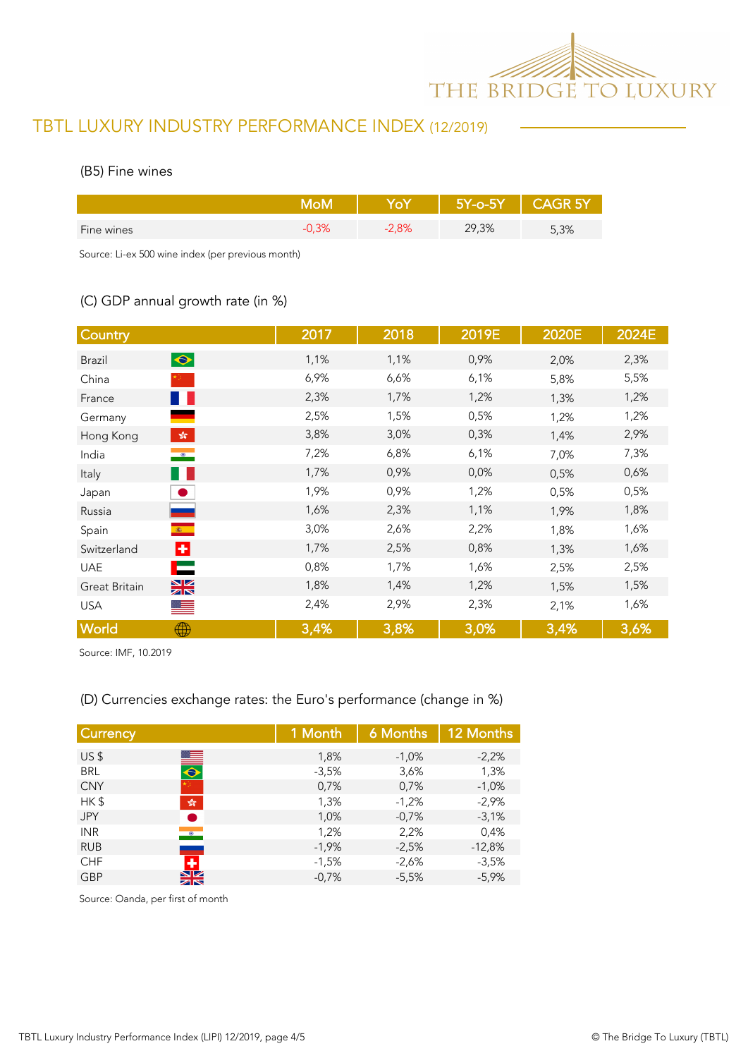## TBTL LUXURY INDUSTRY PERFORMANCE INDEX (12/2019)

### (B5) Fine wines

| | MoM | YoY | 5Y-o-5Y | CAGR 5Y |
|---|---|---|---|---|
| Fine wines | -0,3% | -2,8% | 29,3% | 5,3% |

Source: Li-ex 500 wine index (per previous month)

### (C) GDP annual growth rate (in %)

| Country | 2017 | 2018 | 2019E | 2020E | 2024E |
|---|---|---|---|---|---|
| Brazil | 1,1% | 1,1% | 0,9% | 2,0% | 2,3% |
| China | 6,9% | 6,6% | 6,1% | 5,8% | 5,5% |
| France | 2,3% | 1,7% | 1,2% | 1,3% | 1,2% |
| Germany | 2,5% | 1,5% | 0,5% | 1,2% | 1,2% |
| Hong Kong | 3,8% | 3,0% | 0,3% | 1,4% | 2,9% |
| India | 7,2% | 6,8% | 6,1% | 7,0% | 7,3% |
| Italy | 1,7% | 0,9% | 0,0% | 0,5% | 0,6% |
| Japan | 1,9% | 0,9% | 1,2% | 0,5% | 0,5% |
| Russia | 1,6% | 2,3% | 1,1% | 1,9% | 1,8% |
| Spain | 3,0% | 2,6% | 2,2% | 1,8% | 1,6% |
| Switzerland | 1,7% | 2,5% | 0,8% | 1,3% | 1,6% |
| UAE | 0,8% | 1,7% | 1,6% | 2,5% | 2,5% |
| Great Britain | 1,8% | 1,4% | 1,2% | 1,5% | 1,5% |
| USA | 2,4% | 2,9% | 2,3% | 2,1% | 1,6% |
| World | 3,4% | 3,8% | 3,0% | 3,4% | 3,6% |

Source: IMF, 10.2019

### (D) Currencies exchange rates: the Euro's performance (change in %)

| Currency | 1 Month | 6 Months | 12 Months |
|---|---|---|---|
| US $ | 1,8% | -1,0% | -2,2% |
| BRL | -3,5% | 3,6% | 1,3% |
| CNY | 0,7% | 0,7% | -1,0% |
| HK $ | 1,3% | -1,2% | -2,9% |
| JPY | 1,0% | -0,7% | -3,1% |
| INR | 1,2% | 2,2% | 0,4% |
| RUB | -1,9% | -2,5% | -12,8% |
| CHF | -1,5% | -2,6% | -3,5% |
| GBP | -0,7% | -5,5% | -5,9% |

Source: Oanda, per first of month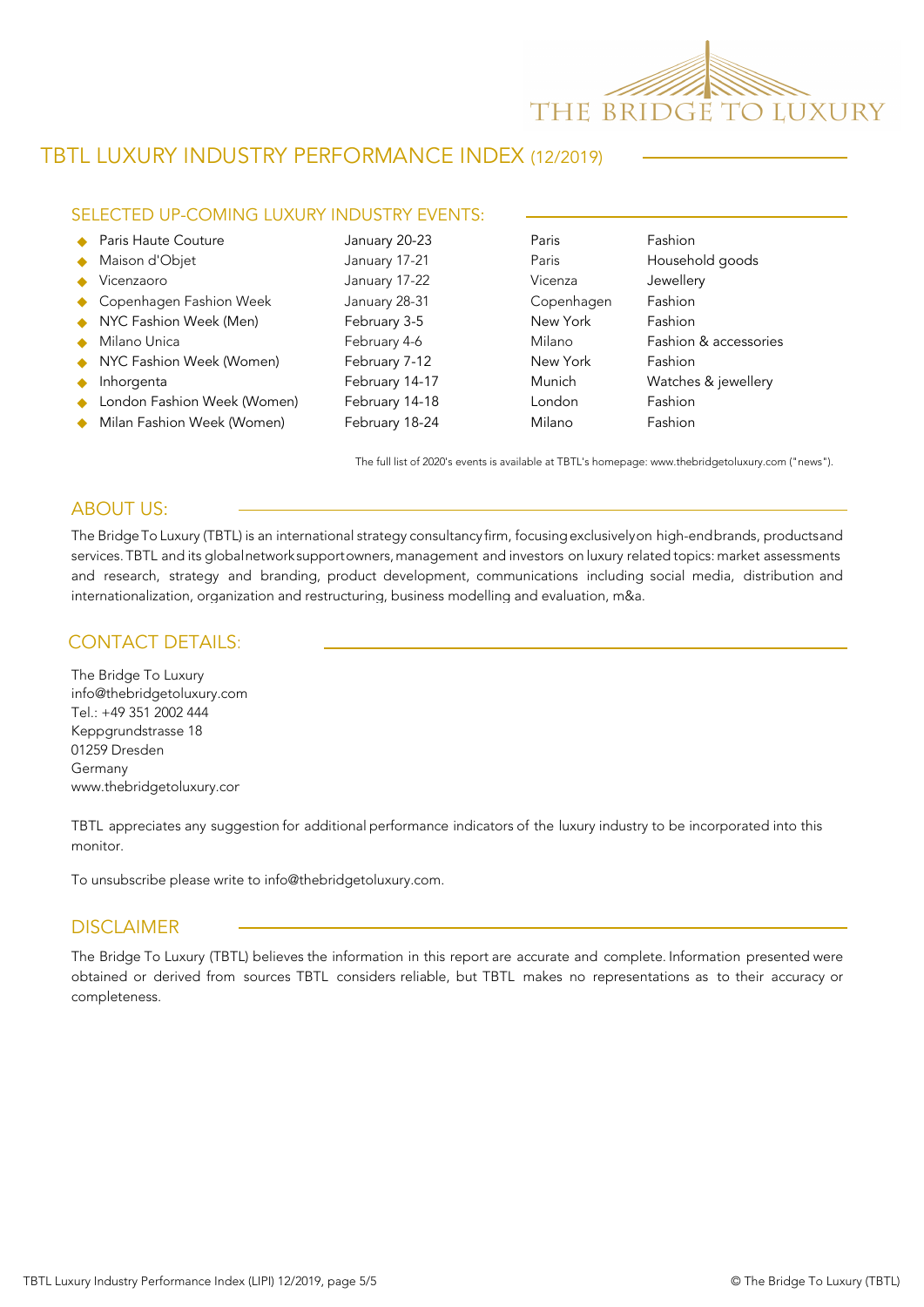# TBTL LUXURY INDUSTRY PERFORMANCE INDEX (12/2019)

## SELECTED UP-COMING LUXURY INDUSTRY EVENTS:

| | | | |
|---|---|---|---|
| Paris Haute Couture | January 20-23 | Paris | Fashion |
| Maison d'Objet | January 17-21 | Paris | Household goods |
| Vicenzaoro | January 17-22 | Vicenza | Jewellery |
| Copenhagen Fashion Week | January 28-31 | Copenhagen | Fashion |
| NYC Fashion Week (Men) | February 3-5 | New York | Fashion |
| Milano Unica | February 4-6 | Milano | Fashion & accessories |
| NYC Fashion Week (Women) | February 7-12 | New York | Fashion |
| Inhorgenta | February 14-17 | Munich | Watches & jewellery |
| London Fashion Week (Women) | February 14-18 | London | Fashion |
| Milan Fashion Week (Women) | February 18-24 | Milano | Fashion |

The full list of 2020's events is available at TBTL's homepage: www.thebridgetoluxury.com ("news").

## ABOUT US:

The Bridge To Luxury (TBTL) is an international strategy consultancy firm, focusing exclusively on high-end brands, products and services. TBTL and its global network support owners, management and investors on luxury related topics: market assessments and research, strategy and branding, product development, communications including social media, distribution and internationalization, organization and restructuring, business modelling and evaluation, m&a.

## CONTACT DETAILS:

The Bridge To Luxury
info@thebridgetoluxury.com
Tel.: +49 351 2002 444
Keppgrundstrasse 18
01259 Dresden
Germany
www.thebridgetoluxury.cor

TBTL appreciates any suggestion for additional performance indicators of the luxury industry to be incorporated into this monitor.

To unsubscribe please write to info@thebridgetoluxury.com.

## DISCLAIMER

The Bridge To Luxury (TBTL) believes the information in this report are accurate and complete. Information presented were obtained or derived from sources TBTL considers reliable, but TBTL makes no representations as to their accuracy or completeness.